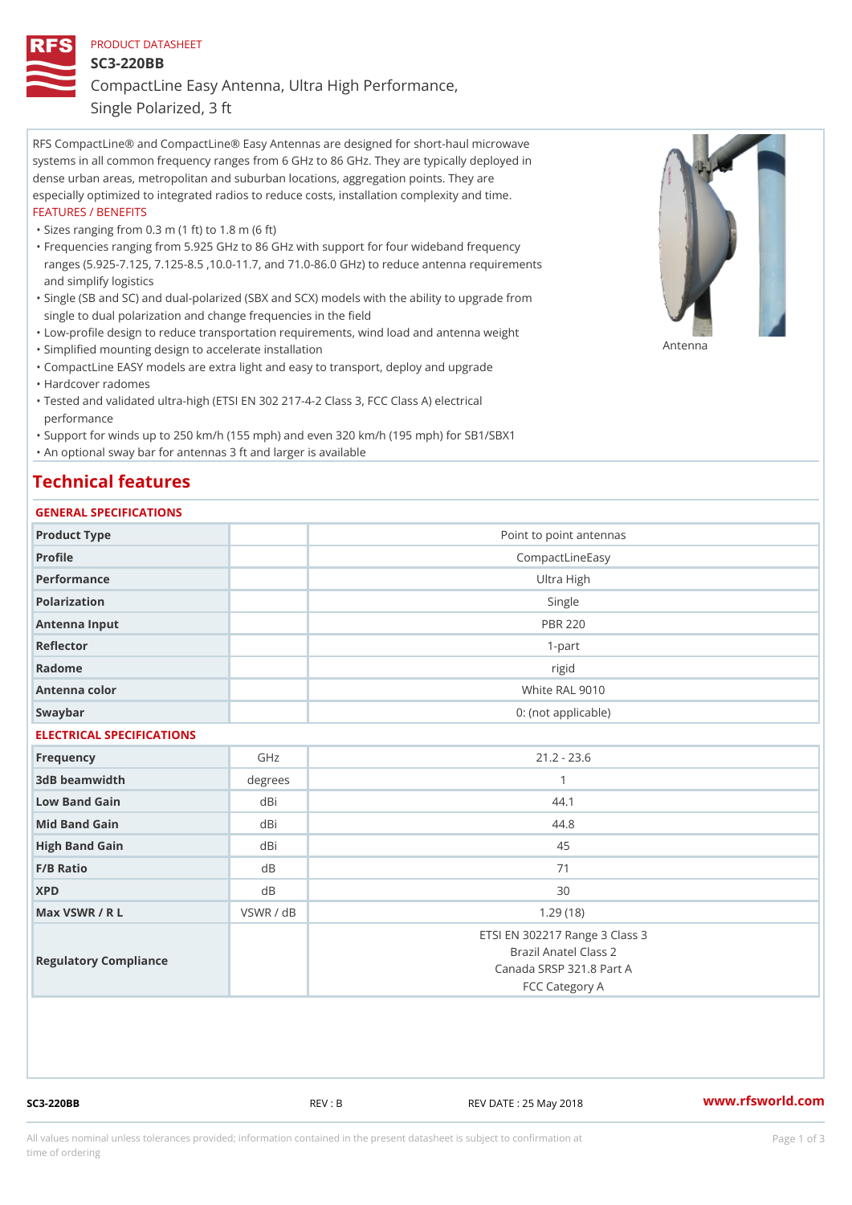PRODUCT DATASHEET

# SC3-220BB

## CompactLine Easy Antenna, Ultra High Performance, Single Polarized, 3 ft

RFS CompactLine® and CompactLine® Easy Antennas are designed for short-haul microwave systems in all common frequency ranges from 6 GHz to 86 GHz. They are typically deployed in dense urban areas, metropolitan and suburban locations, aggregation points. They are especially optimized to integrated radios to reduce costs, installation complexity and time.

FEATURES / BENEFITS

- Sizes ranging from 0.3 m (1 ft) to 1.8 m (6 ft)
- Frequencies ranging from 5.925 GHz to 86 GHz with support for four wideband frequency ranges (5.925-7.125, 7.125-8.5 ,10.0-11.7, and 71.0-86.0 GHz) to reduce antenna requirements and simplify logistics
- Single (SB and SC) and dual-polarized (SBX and SCX) models with the ability to upgrade from single to dual polarization and change frequencies in the field
- Low-profile design to reduce transportation requirements, wind load and antenna weight
- Simplified mounting design to accelerate installation
- CompactLine EASY models are extra light and easy to transport, deploy and upgrade
- Hardcover radomes
- Tested and validated ultra-high (ETSI EN 302 217-4-2 Class 3, FCC Class A) electrical performance
- Support for winds up to 250 km/h (155 mph) and even 320 km/h (195 mph) for SB1/SBX1
- An optional sway bar for antennas 3 ft and larger is available

Antenna

## Technical features

### GENERAL SPECIFICATIONS

| | | |
|---|---|---|
| Product Type | | Point to point antennas |
| Profile | | CompactLineEasy |
| Performance | | Ultra High |
| Polarization | | Single |
| Antenna Input | | PBR 220 |
| Reflector | | 1-part |
| Radome | | rigid |
| Antenna color | | White RAL 9010 |
| Swaybar | | 0: (not applicable) |

### ELECTRICAL SPECIFICATIONS

| | | |
|---|---|---|
| Frequency | GHz | 21.2 - 23.6 |
| 3dB beamwidth | degrees | 1 |
| Low Band Gain | dBi | 44.1 |
| Mid Band Gain | dBi | 44.8 |
| High Band Gain | dBi | 45 |
| F/B Ratio | dB | 71 |
| XPD | dB | 30 |
| Max VSWR / R L | VSWR / dB | 1.29 (18) |
| Regulatory Compliance | | ETSI EN 302217 Range 3 Class 3<br>Brazil Anatel Class 2<br>Canada SRSP 321.8 Part A<br>FCC Category A |

SC3-220BB REV : B REV DATE : 25 May 2018 www.rfsworld.com

All values nominal unless tolerances provided; information contained in the present datasheet is subject to confirmation at time of ordering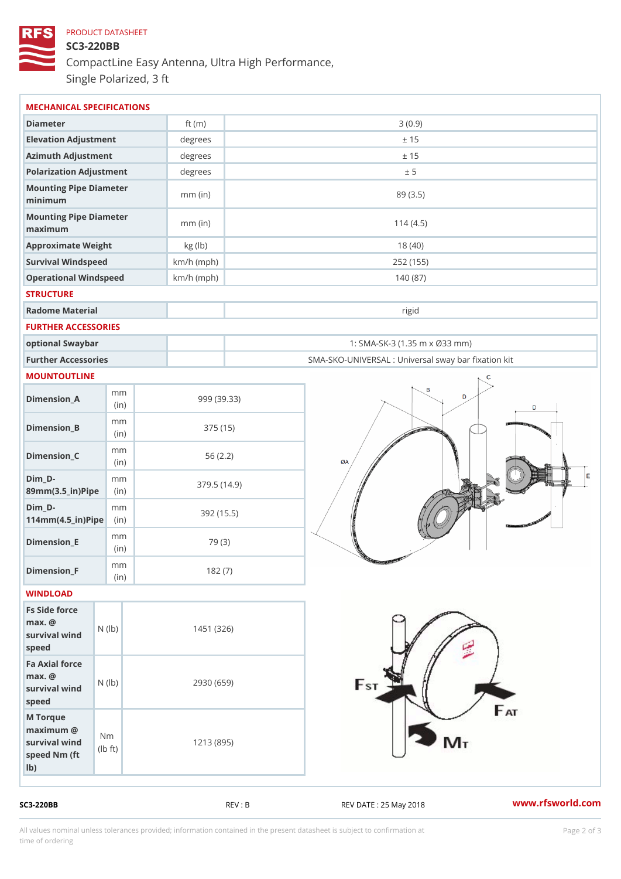PRODUCT DATASHEET

# SC3-220BB

CompactLine Easy Antenna, Ultra High Performance, Single Polarized, 3 ft

## MECHANICAL SPECIFICATIONS

| | | |
|---|---|---|
| Diameter | ft (m) | 3 (0.9) |
| Elevation Adjustment | degrees | ± 15 |
| Azimuth Adjustment | degrees | ± 15 |
| Polarization Adjustment | degrees | ± 5 |
| Mounting Pipe Diameter minimum | mm (in) | 89 (3.5) |
| Mounting Pipe Diameter maximum | mm (in) | 114 (4.5) |
| Approximate Weight | kg (lb) | 18 (40) |
| Survival Windspeed | km/h (mph) | 252 (155) |
| Operational Windspeed | km/h (mph) | 140 (87) |

## STRUCTURE

| | | |
|---|---|---|
| Radome Material | | rigid |

## FURTHER ACCESSORIES

| | | |
|---|---|---|
| optional Swaybar | | 1: SMA-SK-3 (1.35 m x Ø33 mm) |
| Further Accessories | | SMA-SKO-UNIVERSAL : Universal sway bar fixation kit |

## MOUNTOUTLINE

| | | |
|---|---|---|
| Dimension_A | mm (in) | 999 (39.33) |
| Dimension_B | mm (in) | 375 (15) |
| Dimension_C | mm (in) | 56 (2.2) |
| Dim_D-89mm(3.5_in)Pipe | mm (in) | 379.5 (14.9) |
| Dim_D-114mm(4.5_in)Pipe | mm (in) | 392 (15.5) |
| Dimension_E | mm (in) | 79 (3) |
| Dimension_F | mm (in) | 182 (7) |

## WINDLOAD

| | | |
|---|---|---|
| Fs Side force max. @ survival wind speed | N (lb) | 1451 (326) |
| Fa Axial force max. @ survival wind speed | N (lb) | 2930 (659) |
| M Torque maximum @ survival wind speed Nm (ft lb) | Nm (lb ft) | 1213 (895) |

SC3-220BB REV : B REV DATE : 25 May 2018 www.rfsworld.com

All values nominal unless tolerances provided; information contained in the present datasheet is subject to confirmation at time of ordering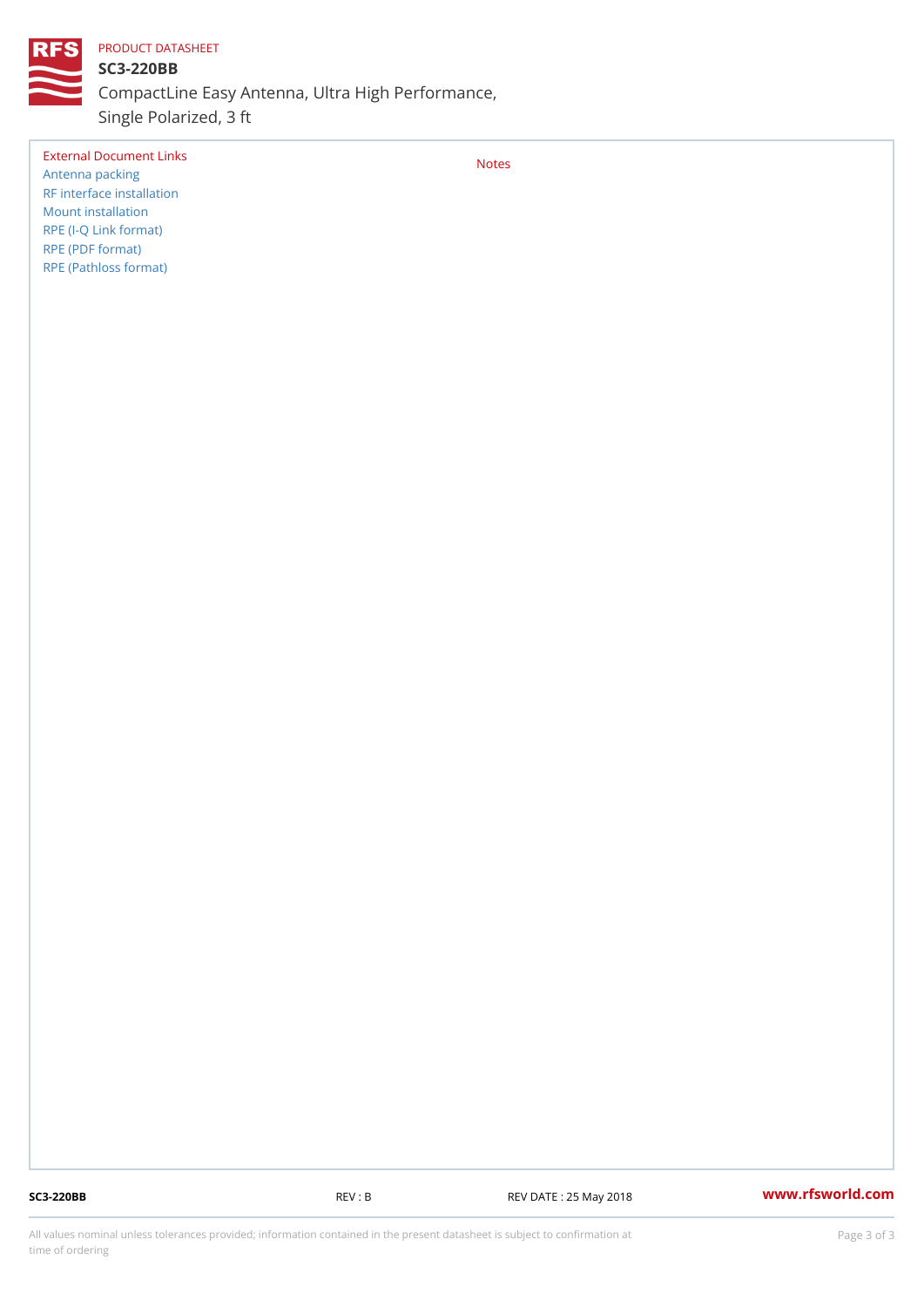External Document Links

Antenna packing

RF interface installation

Mount installation

RPE (I-Q Link format)

RPE (PDF format)

RPE (Pathloss format)

Notes